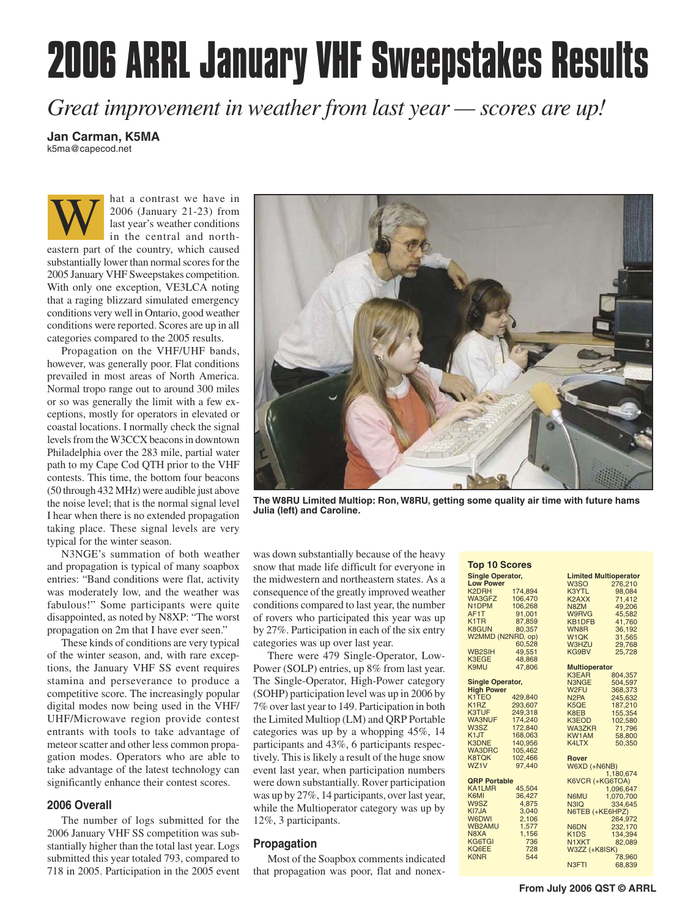# 2006 ARRL January VHF Sweepstakes Results

*Great improvement in weather from last year — scores are up!*

**Jan Carman, K5MA**
k5ma@capecod.net

What a contrast we have in 2006 (January 21-23) from last year's weather conditions in the central and northeastern part of the country, which caused substantially lower than normal scores for the 2005 January VHF Sweepstakes competition. With only one exception, VE3LCA noting that a raging blizzard simulated emergency conditions very well in Ontario, good weather conditions were reported. Scores are up in all categories compared to the 2005 results.

Propagation on the VHF/UHF bands, however, was generally poor. Flat conditions prevailed in most areas of North America. Normal tropo range out to around 300 miles or so was generally the limit with a few exceptions, mostly for operators in elevated or coastal locations. I normally check the signal levels from the W3CCX beacons in downtown Philadelphia over the 283 mile, partial water path to my Cape Cod QTH prior to the VHF contests. This time, the bottom four beacons (50 through 432 MHz) were audible just above the noise level; that is the normal signal level I hear when there is no extended propagation taking place. These signal levels are very typical for the winter season.

N3NGE's summation of both weather and propagation is typical of many soapbox entries: "Band conditions were flat, activity was moderately low, and the weather was fabulous!" Some participants were quite disappointed, as noted by N8XP: "The worst propagation on 2m that I have ever seen."

These kinds of conditions are very typical of the winter season, and, with rare exceptions, the January VHF SS event requires stamina and perseverance to produce a competitive score. The increasingly popular digital modes now being used in the VHF/UHF/Microwave region provide contest entrants with tools to take advantage of meteor scatter and other less common propagation modes. Operators who are able to take advantage of the latest technology can significantly enhance their contest scores.

**The W8RU Limited Multiop: Ron, W8RU, getting some quality air time with future hams Julia (left) and Caroline.**

## 2006 Overall

The number of logs submitted for the 2006 January VHF SS competition was substantially higher than the total last year. Logs submitted this year totaled 793, compared to 718 in 2005. Participation in the 2005 event was down substantially because of the heavy snow that made life difficult for everyone in the midwestern and northeastern states. As a consequence of the greatly improved weather conditions compared to last year, the number of rovers who participated this year was up by 27%. Participation in each of the six entry categories was up over last year.

There were 479 Single-Operator, Low-Power (SOLP) entries, up 8% from last year. The Single-Operator, High-Power category (SOHP) participation level was up in 2006 by 7% over last year to 149. Participation in both the Limited Multiop (LM) and QRP Portable categories was up by a whopping 45%, 14 participants and 43%, 6 participants respectively. This is likely a result of the huge snow event last year, when participation numbers were down substantially. Rover participation was up by 27%, 14 participants, over last year, while the Multioperator category was up by 12%, 3 participants.

## Propagation

Most of the Soapbox comments indicated that propagation was poor, flat and nonex-

### Top 10 Scores

**Single Operator, Low Power**

| Call | Score |
|---|---|
| K2DRH | 174,894 |
| WA3GFZ | 106,470 |
| N1DPM | 106,268 |
| AF1T | 91,001 |
| K1TR | 87,859 |
| K8GUN | 80,357 |
| W2MMD (N2NRD, op) | 60,528 |
| WB2SIH | 49,551 |
| K3EGE | 48,868 |
| K9MU | 47,806 |

**Single Operator, High Power**

| Call | Score |
|---|---|
| K1TEO | 429,840 |
| K1RZ | 293,607 |
| K3TUF | 249,318 |
| WA3NUF | 174,240 |
| W3SZ | 172,840 |
| K1JT | 168,063 |
| K3DNE | 140,956 |
| WA3DRC | 105,462 |
| K8TQK | 102,466 |
| WZ1V | 97,440 |

**QRP Portable**

| Call | Score |
|---|---|
| KA1LMR | 45,504 |
| K6MI | 36,427 |
| W9SZ | 4,875 |
| KI7JA | 3,040 |
| W6DWI | 2,106 |
| WB2AMU | 1,577 |
| N8XA | 1,156 |
| KG6TGI | 736 |
| KQ6EE | 728 |
| KØNR | 544 |

**Limited Multioperator**

| Call | Score |
|---|---|
| W3SO | 276,210 |
| K3YTL | 98,084 |
| K2AXX | 71,412 |
| N8ZM | 49,206 |
| W9RVG | 45,582 |
| KB1DFB | 41,760 |
| WN8R | 36,192 |
| W1QK | 31,565 |
| W3HZU | 29,768 |
| KG9BV | 25,728 |

**Multioperator**

| Call | Score |
|---|---|
| K3EAR | 804,357 |
| N3NGE | 504,597 |
| W2FU | 368,373 |
| N2PA | 245,632 |
| K5QE | 187,210 |
| K8EB | 155,354 |
| K3EOD | 102,580 |
| WA3ZKR | 71,796 |
| KW1AM | 58,800 |
| K4LTX | 50,350 |

**Rover**

| Call | Score |
|---|---|
| W6XD (+N6NB) | 1,180,674 |
| K6VCR (+KG6TOA) | 1,096,647 |
| N6MU | 1,070,700 |
| N3IQ | 334,645 |
| N6TEB (+KE6HPZ) | 264,972 |
| N6DN | 232,170 |
| K1DS | 134,394 |
| N1XKT | 82,089 |
| W3ZZ (+K8ISK) | 78,960 |
| N3FTI | 68,839 |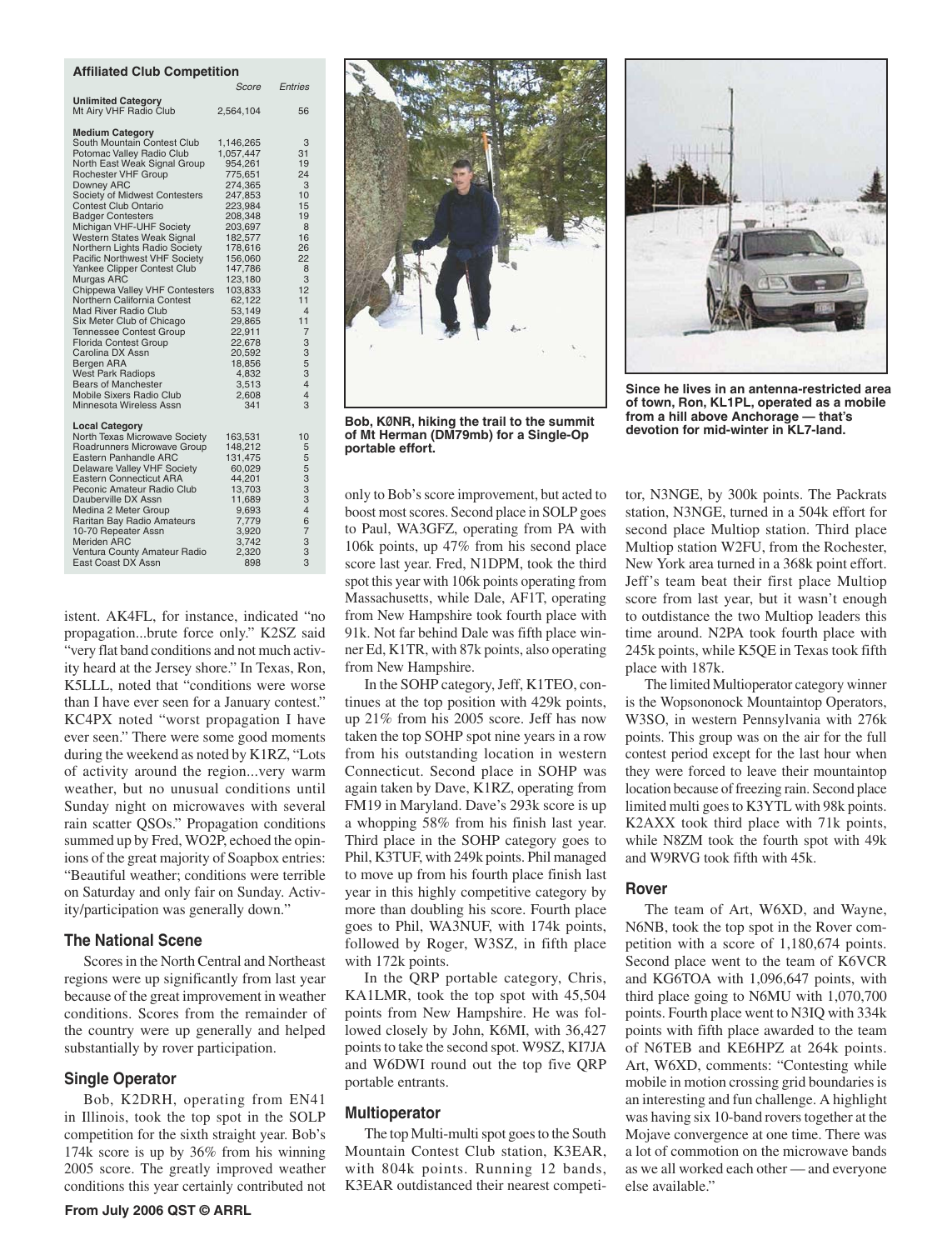**Affiliated Club Competition**

| | Score | Entries |
|---|---|---|
| **Unlimited Category** | | |
| Mt Airy VHF Radio Club | 2,564,104 | 56 |
| **Medium Category** | | |
| South Mountain Contest Club | 1,146,265 | 3 |
| Potomac Valley Radio Club | 1,057,447 | 31 |
| North East Weak Signal Group | 954,261 | 19 |
| Rochester VHF Group | 775,651 | 24 |
| Downey ARC | 274,365 | 3 |
| Society of Midwest Contesters | 247,853 | 10 |
| Contest Club Ontario | 223,984 | 15 |
| Badger Contesters | 208,348 | 19 |
| Michigan VHF-UHF Society | 203,697 | 8 |
| Western States Weak Signal | 182,577 | 16 |
| Northern Lights Radio Society | 178,616 | 26 |
| Pacific Northwest VHF Society | 156,060 | 22 |
| Yankee Clipper Contest Club | 147,786 | 8 |
| Murgas ARC | 123,180 | 3 |
| Chippewa Valley VHF Contesters | 103,833 | 12 |
| Northern California Contest | 62,122 | 11 |
| Mad River Radio Club | 53,149 | 4 |
| Six Meter Club of Chicago | 29,865 | 11 |
| Tennessee Contest Group | 22,911 | 7 |
| Florida Contest Group | 22,678 | 3 |
| Carolina DX Assn | 20,592 | 3 |
| Bergen ARA | 18,856 | 5 |
| West Park Radiops | 4,832 | 3 |
| Bears of Manchester | 3,513 | 4 |
| Mobile Sixers Radio Club | 2,608 | 4 |
| Minnesota Wireless Assn | 341 | 3 |
| **Local Category** | | |
| North Texas Microwave Society | 163,531 | 10 |
| Roadrunners Microwave Group | 148,212 | 5 |
| Eastern Panhandle ARC | 131,475 | 5 |
| Delaware Valley VHF Society | 60,029 | 5 |
| Eastern Connecticut ARA | 44,201 | 3 |
| Peconic Amateur Radio Club | 13,703 | 3 |
| Dauberville DX Assn | 11,689 | 3 |
| Medina 2 Meter Group | 9,693 | 4 |
| Raritan Bay Radio Amateurs | 7,779 | 6 |
| 10-70 Repeater Assn | 3,920 | 7 |
| Meriden ARC | 3,742 | 3 |
| Ventura County Amateur Radio | 2,320 | 3 |
| East Coast DX Assn | 898 | 3 |

Bob, KØNR, hiking the trail to the summit of Mt Herman (DM79mb) for a Single-Op portable effort.

Since he lives in an antenna-restricted area of town, Ron, KL1PL, operated as a mobile from a hill above Anchorage — that's devotion for mid-winter in KL7-land.

istent. AK4FL, for instance, indicated "no propagation...brute force only." K2SZ said "very flat band conditions and not much activity heard at the Jersey shore." In Texas, Ron, K5LLL, noted that "conditions were worse than I have ever seen for a January contest." KC4PX noted "worst propagation I have ever seen." There were some good moments during the weekend as noted by K1RZ, "Lots of activity around the region...very warm weather, but no unusual conditions until Sunday night on microwaves with several rain scatter QSOs." Propagation conditions summed up by Fred, WO2P, echoed the opinions of the great majority of Soapbox entries: "Beautiful weather; conditions were terrible on Saturday and only fair on Sunday. Activity/participation was generally down."

### The National Scene

Scores in the North Central and Northeast regions were up significantly from last year because of the great improvement in weather conditions. Scores from the remainder of the country were up generally and helped substantially by rover participation.

### Single Operator

Bob, K2DRH, operating from EN41 in Illinois, took the top spot in the SOLP competition for the sixth straight year. Bob's 174k score is up by 36% from his winning 2005 score. The greatly improved weather conditions this year certainly contributed not only to Bob's score improvement, but acted to boost most scores. Second place in SOLP goes to Paul, WA3GFZ, operating from PA with 106k points, up 47% from his second place score last year. Fred, N1DPM, took the third spot this year with 106k points operating from Massachusetts, while Dale, AF1T, operating from New Hampshire took fourth place with 91k. Not far behind Dale was fifth place winner Ed, K1TR, with 87k points, also operating from New Hampshire.

In the SOHP category, Jeff, K1TEO, continues at the top position with 429k points, up 21% from his 2005 score. Jeff has now taken the top SOHP spot nine years in a row from his outstanding location in western Connecticut. Second place in SOHP was again taken by Dave, K1RZ, operating from FM19 in Maryland. Dave's 293k score is up a whopping 58% from his finish last year. Third place in the SOHP category goes to Phil, K3TUF, with 249k points. Phil managed to move up from his fourth place finish last year in this highly competitive category by more than doubling his score. Fourth place goes to Phil, WA3NUF, with 174k points, followed by Roger, W3SZ, in fifth place with 172k points.

In the QRP portable category, Chris, KA1LMR, took the top spot with 45,504 points from New Hampshire. He was followed closely by John, K6MI, with 36,427 points to take the second spot. W9SZ, KI7JA and W6DWI round out the top five QRP portable entrants.

### Multioperator

The top Multi-multi spot goes to the South Mountain Contest Club station, K3EAR, with 804k points. Running 12 bands, K3EAR outdistanced their nearest competitor, N3NGE, by 300k points. The Packrats station, N3NGE, turned in a 504k effort for second place Multiop station. Third place Multiop station W2FU, from the Rochester, New York area turned in a 368k point effort. Jeff's team beat their first place Multiop score from last year, but it wasn't enough to outdistance the two Multiop leaders this time around. N2PA took fourth place with 245k points, while K5QE in Texas took fifth place with 187k.

The limited Multioperator category winner is the Wopsononock Mountaintop Operators, W3SO, in western Pennsylvania with 276k points. This group was on the air for the full contest period except for the last hour when they were forced to leave their mountaintop location because of freezing rain. Second place limited multi goes to K3YTL with 98k points. K2AXX took third place with 71k points, while N8ZM took the fourth spot with 49k and W9RVG took fifth with 45k.

### Rover

The team of Art, W6XD, and Wayne, N6NB, took the top spot in the Rover competition with a score of 1,180,674 points. Second place went to the team of K6VCR and KG6TOA with 1,096,647 points, with third place going to N6MU with 1,070,700 points. Fourth place went to N3IQ with 334k points with fifth place awarded to the team of N6TEB and KE6HPZ at 264k points. Art, W6XD, comments: "Contesting while mobile in motion crossing grid boundaries is an interesting and fun challenge. A highlight was having six 10-band rovers together at the Mojave convergence at one time. There was a lot of commotion on the microwave bands as we all worked each other — and everyone else available."

From July 2006 QST © ARRL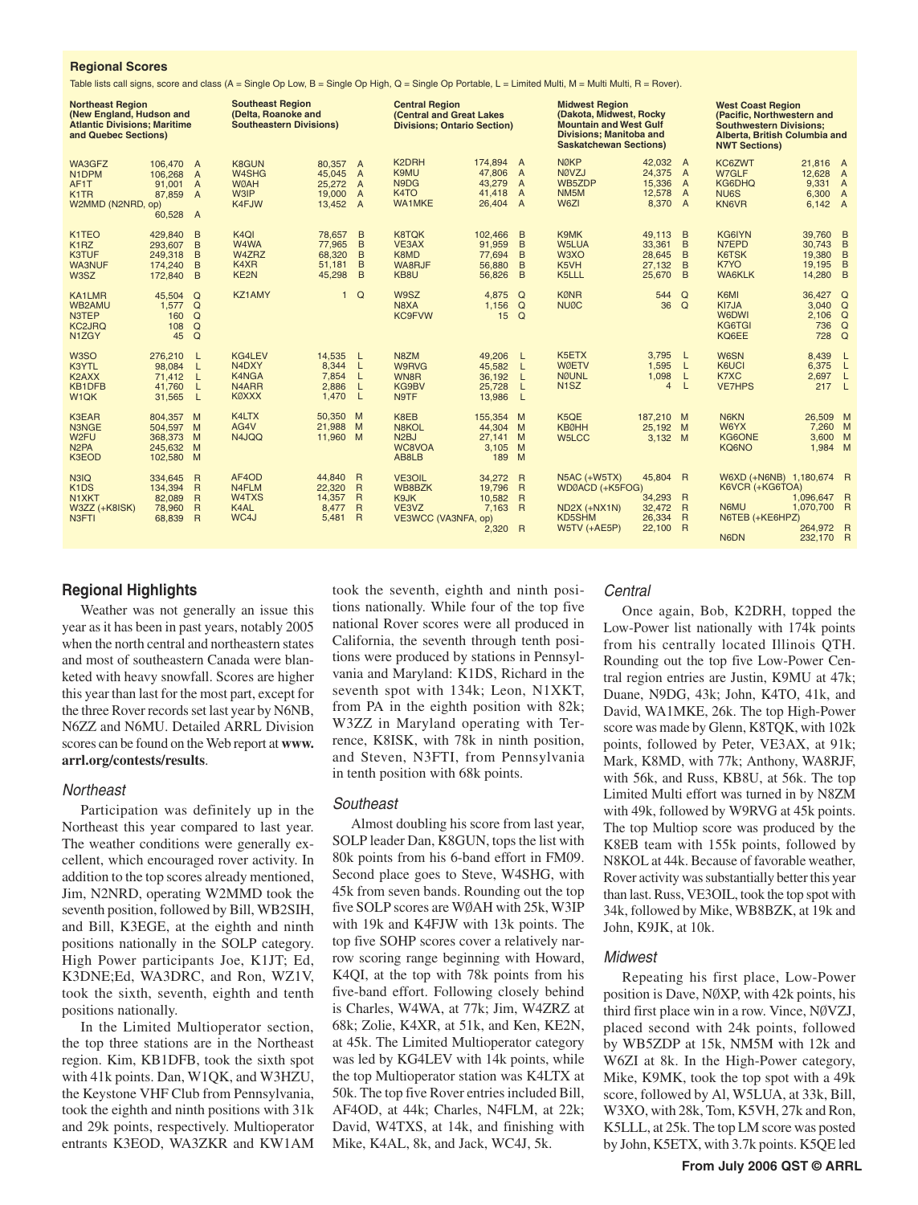## Regional Scores

Table lists call signs, score and class (A = Single Op Low, B = Single Op High, Q = Single Op Portable, L = Limited Multi, M = Multi Multi, R = Rover).

**Northeast Region (New England, Hudson and Atlantic Divisions; Maritime and Quebec Sections)**

| Call | Score | Class |
|---|---|---|
| WA3GFZ | 106,470 | A |
| N1DPM | 106,268 | A |
| AF1T | 91,001 | A |
| K1TR | 87,859 | A |
| W2MMD (N2NRD, op) | 60,528 | A |
| K1TEO | 429,840 | B |
| K1RZ | 293,607 | B |
| K3TUF | 249,318 | B |
| WA3NUF | 174,240 | B |
| W3SZ | 172,840 | B |
| KA1LMR | 45,504 | Q |
| WB2AMU | 1,577 | Q |
| N3TEP | 160 | Q |
| KC2JRQ | 108 | Q |
| N1ZGY | 45 | Q |
| W3SO | 276,210 | L |
| K3YTL | 98,084 | L |
| K2AXX | 71,412 | L |
| KB1DFB | 41,760 | L |
| W1QK | 31,565 | L |
| K3EAR | 804,357 | M |
| N3NGE | 504,597 | M |
| W2FU | 368,373 | M |
| N2PA | 245,632 | M |
| K3EOD | 102,580 | M |
| N3IQ | 334,645 | R |
| K1DS | 134,394 | R |
| N1XKT | 82,089 | R |
| W3ZZ (+K8ISK) | 78,960 | R |
| N3FTI | 68,839 | R |

**Southeast Region (Delta, Roanoke and Southeastern Divisions)**

| Call | Score | Class |
|---|---|---|
| K8GUN | 80,357 | A |
| W4SHG | 45,045 | A |
| WØAH | 25,272 | A |
| W3IP | 19,000 | A |
| K4FJW | 13,452 | A |
| K4QI | 78,657 | B |
| W4WA | 77,965 | B |
| W4ZRZ | 68,320 | B |
| K4XR | 51,181 | B |
| KE2N | 45,298 | B |
| KZ1AMY | 1 | Q |
| KG4LEV | 14,535 | L |
| N4DXY | 8,344 | L |
| K4NGA | 7,854 | L |
| N4ARR | 2,886 | L |
| KØXXX | 1,470 | L |
| K4LTX | 50,350 | M |
| AG4V | 21,988 | M |
| N4JQQ | 11,960 | M |
| AF4OD | 44,840 | R |
| N4FLM | 22,320 | R |
| W4TXS | 14,357 | R |
| K4AL | 8,477 | R |
| WC4J | 5,481 | R |

**Central Region (Central and Great Lakes Divisions; Ontario Section)**

| Call | Score | Class |
|---|---|---|
| K2DRH | 174,894 | A |
| K9MU | 47,806 | A |
| N9DG | 43,279 | A |
| K4TO | 41,418 | A |
| WA1MKE | 26,404 | A |
| K8TQK | 102,466 | B |
| VE3AX | 91,959 | B |
| K8MD | 77,694 | B |
| WA8RJF | 56,880 | B |
| KB8U | 56,826 | B |
| W9SZ | 4,875 | Q |
| N8XA | 1,156 | Q |
| KC9FVW | 15 | Q |
| N8ZM | 49,206 | L |
| W9RVG | 45,582 | L |
| WN8R | 36,192 | L |
| KG9BV | 25,728 | L |
| N9TF | 13,986 | L |
| K8EB | 155,354 | M |
| N8KOL | 44,304 | M |
| N2BJ | 27,141 | M |
| WC8VOA | 3,105 | M |
| AB8LB | 189 | M |
| VE3OIL | 34,272 | R |
| WB8BZK | 19,796 | R |
| K9JK | 10,582 | R |
| VE3VZ | 7,163 | R |
| VE3WCC (VA3NFA, op) | 2,320 | R |

**Midwest Region (Dakota, Midwest, Rocky Mountain and West Gulf Divisions; Manitoba and Saskatchewan Sections)**

| Call | Score | Class |
|---|---|---|
| NØKP | 42,032 | A |
| NØVZJ | 24,375 | A |
| WB5ZDP | 15,336 | A |
| NM5M | 12,578 | A |
| W6ZI | 8,370 | A |
| K9MK | 49,113 | B |
| W5LUA | 33,361 | B |
| W3XO | 28,645 | B |
| K5VH | 27,132 | B |
| K5LLL | 25,670 | B |
| KØNR | 544 | Q |
| NUØC | 36 | Q |
| K5ETX | 3,795 | L |
| WØETV | 1,595 | L |
| NØUNL | 1,098 | L |
| N1SZ | 4 | L |
| K5QE | 187,210 | M |
| KBØHH | 25,192 | M |
| W5LCC | 3,132 | M |
| N5AC (+W5TX) | 45,804 | R |
| WDØACD (+K5FOG) | 34,293 | R |
| ND2X (+NX1N) | 32,472 | R |
| KD5SHM | 26,334 | R |
| W5TV (+AE5P) | 22,100 | R |

**West Coast Region (Pacific, Northwestern and Southwestern Divisions; Alberta, British Columbia and NWT Sections)**

| Call | Score | Class |
|---|---|---|
| KC6ZWT | 21,816 | A |
| W7GLF | 12,628 | A |
| KG6DHQ | 9,331 | A |
| NU6S | 6,300 | A |
| KN6VR | 6,142 | A |
| KG6IYN | 39,760 | B |
| N7EPD | 30,743 | B |
| K6TSK | 19,380 | B |
| K7YO | 19,195 | B |
| WA6KLK | 14,280 | B |
| K6MI | 36,427 | Q |
| KI7JA | 3,040 | Q |
| W6DWI | 2,106 | Q |
| KG6TGI | 736 | Q |
| KQ6EE | 728 | Q |
| W6SN | 8,439 | L |
| K6UCI | 6,375 | L |
| K7XC | 2,697 | L |
| VE7HPS | 217 | L |
| N6KN | 26,509 | M |
| W6YX | 7,260 | M |
| KG6ONE | 3,600 | M |
| KQ6NO | 1,984 | M |
| W6XD (+N6NB) | 1,180,674 | R |
| K6VCR (+KG6TOA) | 1,096,647 | R |
| N6MU | 1,070,700 | R |
| N6TEB (+KE6HPZ) | 264,972 | R |
| N6DN | 232,170 | R |

## Regional Highlights

Weather was not generally an issue this year as it has been in past years, notably 2005 when the north central and northeastern states and most of southeastern Canada were blanketed with heavy snowfall. Scores are higher this year than last for the most part, except for the three Rover records set last year by N6NB, N6ZZ and N6MU. Detailed ARRL Division scores can be found on the Web report at **www.arrl.org/contests/results**.

### *Northeast*

Participation was definitely up in the Northeast this year compared to last year. The weather conditions were generally excellent, which encouraged rover activity. In addition to the top scores already mentioned, Jim, N2NRD, operating W2MMD took the seventh position, followed by Bill, WB2SIH, and Bill, K3EGE, at the eighth and ninth positions nationally in the SOLP category. High Power participants Joe, K1JT; Ed, K3DNE;Ed, WA3DRC, and Ron, WZ1V, took the sixth, seventh, eighth and tenth positions nationally.

In the Limited Multioperator section, the top three stations are in the Northeast region. Kim, KB1DFB, took the sixth spot with 41k points. Dan, W1QK, and W3HZU, the Keystone VHF Club from Pennsylvania, took the eighth and ninth positions with 31k and 29k points, respectively. Multioperator entrants K3EOD, WA3ZKR and KW1AM took the seventh, eighth and ninth positions nationally. While four of the top five national Rover scores were all produced in California, the seventh through tenth positions were produced by stations in Pennsylvania and Maryland: K1DS, Richard in the seventh spot with 134k; Leon, N1XKT, from PA in the eighth position with 82k; W3ZZ in Maryland operating with Terrence, K8ISK, with 78k in ninth position, and Steven, N3FTI, from Pennsylvania in tenth position with 68k points.

### *Southeast*

Almost doubling his score from last year, SOLP leader Dan, K8GUN, tops the list with 80k points from his 6-band effort in FM09. Second place goes to Steve, W4SHG, with 45k from seven bands. Rounding out the top five SOLP scores are WØAH with 25k, W3IP with 19k and K4FJW with 13k points. The top five SOHP scores cover a relatively narrow scoring range beginning with Howard, K4QI, at the top with 78k points from his five-band effort. Following closely behind is Charles, W4WA, at 77k; Jim, W4ZRZ at 68k; Zolie, K4XR, at 51k, and Ken, KE2N, at 45k. The Limited Multioperator category was led by KG4LEV with 14k points, while the top Multioperator station was K4LTX at 50k. The top five Rover entries included Bill, AF4OD, at 44k; Charles, N4FLM, at 22k; David, W4TXS, at 14k, and finishing with Mike, K4AL, 8k, and Jack, WC4J, 5k.

### *Central*

Once again, Bob, K2DRH, topped the Low-Power list nationally with 174k points from his centrally located Illinois QTH. Rounding out the top five Low-Power Central region entries are Justin, K9MU at 47k; Duane, N9DG, 43k; John, K4TO, 41k, and David, WA1MKE, 26k. The top High-Power score was made by Glenn, K8TQK, with 102k points, followed by Peter, VE3AX, at 91k; Mark, K8MD, with 77k; Anthony, WA8RJF, with 56k, and Russ, KB8U, at 56k. The top Limited Multi effort was turned in by N8ZM with 49k, followed by W9RVG at 45k points. The top Multiop score was produced by the K8EB team with 155k points, followed by N8KOL at 44k. Because of favorable weather, Rover activity was substantially better this year than last. Russ, VE3OIL, took the top spot with 34k, followed by Mike, WB8BZK, at 19k and John, K9JK, at 10k.

### *Midwest*

Repeating his first place, Low-Power position is Dave, NØXP, with 42k points, his third first place win in a row. Vince, NØVZJ, placed second with 24k points, followed by WB5ZDP at 15k, NM5M with 12k and W6ZI at 8k. In the High-Power category, Mike, K9MK, took the top spot with a 49k score, followed by Al, W5LUA, at 33k, Bill, W3XO, with 28k, Tom, K5VH, 27k and Ron, K5LLL, at 25k. The top LM score was posted by John, K5ETX, with 3.7k points. K5QE led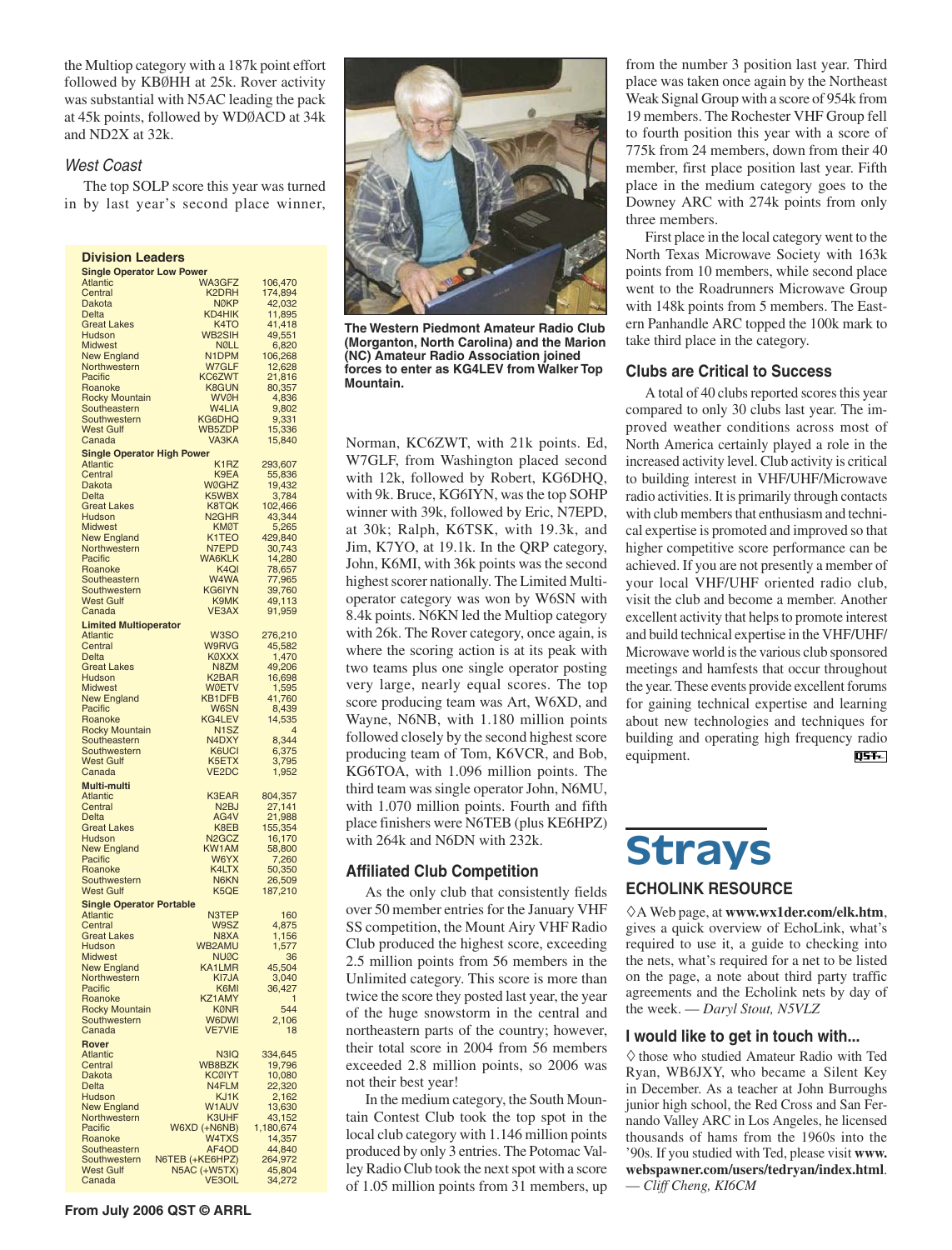the Multiop category with a 187k point effort followed by KBØHH at 25k. Rover activity was substantial with N5AC leading the pack at 45k points, followed by WDØACD at 34k and ND2X at 32k.

### West Coast

The top SOLP score this year was turned in by last year's second place winner, Norman, KC6ZWT, with 21k points. Ed, W7GLF, from Washington placed second with 12k, followed by Robert, KG6DHQ, with 9k. Bruce, KG6IYN, was the top SOHP winner with 39k, followed by Eric, N7EPD, at 30k; Ralph, K6TSK, with 19.3k, and Jim, K7YO, at 19.1k. In the QRP category, John, K6MI, with 36k points was the second highest scorer nationally. The Limited Multi-operator category was won by W6SN with 8.4k points. N6KN led the Multiop category with 26k. The Rover category, once again, is where the scoring action is at its peak with two teams plus one single operator posting very large, nearly equal scores. The top score producing team was Art, W6XD, and Wayne, N6NB, with 1.180 million points followed closely by the second highest score producing team of Tom, K6VCR, and Bob, KG6TOA, with 1.096 million points. The third team was single operator John, N6MU, with 1.070 million points. Fourth and fifth place finishers were N6TEB (plus KE6HPZ) with 264k and N6DN with 232k.

**Division Leaders**

| | | |
|---|---|---|
| **Single Operator Low Power** | | |
| Atlantic | WA3GFZ | 106,470 |
| Central | K2DRH | 174,894 |
| Dakota | NØKP | 42,032 |
| Delta | KD4HIK | 11,895 |
| Great Lakes | K4TO | 41,418 |
| Hudson | WB2SIH | 49,551 |
| Midwest | NØLL | 6,820 |
| New England | N1DPM | 106,268 |
| Northwestern | W7GLF | 12,628 |
| Pacific | KC6ZWT | 21,816 |
| Roanoke | K8GUN | 80,357 |
| Rocky Mountain | WVØH | 4,836 |
| Southeastern | W4LIA | 9,802 |
| Southwestern | KG6DHQ | 9,331 |
| West Gulf | WB5ZDP | 15,336 |
| Canada | VA3KA | 15,840 |
| **Single Operator High Power** | | |
| Atlantic | K1RZ | 293,607 |
| Central | K9EA | 55,836 |
| Dakota | WØGHZ | 19,432 |
| Delta | K5WBX | 3,784 |
| Great Lakes | K8TQK | 102,466 |
| Hudson | N2GHR | 43,344 |
| Midwest | KMØT | 5,265 |
| New England | K1TEO | 429,840 |
| Northwestern | N7EPD | 30,743 |
| Pacific | WA6KLK | 14,280 |
| Roanoke | K4QI | 78,657 |
| Southeastern | W4WA | 77,965 |
| Southwestern | KG6IYN | 39,760 |
| West Gulf | K9MK | 49,113 |
| Canada | VE3AX | 91,959 |
| **Limited Multioperator** | | |
| Atlantic | W3SO | 276,210 |
| Central | W9RVG | 45,582 |
| Delta | KØXXX | 1,470 |
| Great Lakes | N8ZM | 49,206 |
| Hudson | K2BAR | 16,698 |
| Midwest | WØETV | 1,595 |
| New England | KB1DFB | 41,760 |
| Pacific | W6SN | 8,439 |
| Roanoke | KG4LEV | 14,535 |
| Rocky Mountain | N1SZ | 4 |
| Southeastern | N4DXY | 8,344 |
| Southwestern | K6UCI | 6,375 |
| West Gulf | K5ETX | 3,795 |
| Canada | VE2DC | 1,952 |
| **Multi-multi** | | |
| Atlantic | K3EAR | 804,357 |
| Central | N2BJ | 27,141 |
| Delta | AG4V | 21,988 |
| Great Lakes | K8EB | 155,354 |
| Hudson | N2GCZ | 16,170 |
| New England | KW1AM | 58,800 |
| Pacific | W6YX | 7,260 |
| Roanoke | K4LTX | 50,350 |
| Southwestern | N6KN | 26,509 |
| West Gulf | K5QE | 187,210 |
| **Single Operator Portable** | | |
| Atlantic | N3TEP | 160 |
| Central | W9SZ | 4,875 |
| Great Lakes | N8XA | 1,156 |
| Hudson | WB2AMU | 1,577 |
| Midwest | NUØC | 36 |
| New England | KA1LMR | 45,504 |
| Northwestern | KI7JA | 3,040 |
| Pacific | K6MI | 36,427 |
| Roanoke | KZ1AMY | 1 |
| Rocky Mountain | KØNR | 544 |
| Southwestern | W6DWI | 2,106 |
| Canada | VE7VIE | 18 |
| **Rover** | | |
| Atlantic | N3IQ | 334,645 |
| Central | WB8BZK | 19,796 |
| Dakota | KCØIYT | 10,080 |
| Delta | N4FLM | 22,320 |
| Hudson | KJ1K | 2,162 |
| New England | W1AUV | 13,630 |
| Northwestern | K3UHF | 43,152 |
| Pacific | W6XD (+N6NB) | 1,180,674 |
| Roanoke | W4TXS | 14,357 |
| Southeastern | AF4OD | 44,840 |
| Southwestern | N6TEB (+KE6HPZ) | 264,972 |
| West Gulf | N5AC (+W5TX) | 45,804 |
| Canada | VE3OIL | 34,272 |

**The Western Piedmont Amateur Radio Club (Morganton, North Carolina) and the Marion (NC) Amateur Radio Association joined forces to enter as KG4LEV from Walker Top Mountain.**

### Affiliated Club Competition

As the only club that consistently fields over 50 member entries for the January VHF SS competition, the Mount Airy VHF Radio Club produced the highest score, exceeding 2.5 million points from 56 members in the Unlimited category. This score is more than twice the score they posted last year, the year of the huge snowstorm in the central and northeastern parts of the country; however, their total score in 2004 from 56 members exceeded 2.8 million points, so 2006 was not their best year!

In the medium category, the South Mountain Contest Club took the top spot in the local club category with 1.146 million points produced by only 3 entries. The Potomac Valley Radio Club took the next spot with a score of 1.05 million points from 31 members, up from the number 3 position last year. Third place was taken once again by the Northeast Weak Signal Group with a score of 954k from 19 members. The Rochester VHF Group fell to fourth position this year with a score of 775k from 24 members, down from their 40 member, first place position last year. Fifth place in the medium category goes to the Downey ARC with 274k points from only three members.

First place in the local category went to the North Texas Microwave Society with 163k points from 10 members, while second place went to the Roadrunners Microwave Group with 148k points from 5 members. The Eastern Panhandle ARC topped the 100k mark to take third place in the category.

### Clubs are Critical to Success

A total of 40 clubs reported scores this year compared to only 30 clubs last year. The improved weather conditions across most of North America certainly played a role in the increased activity level. Club activity is critical to building interest in VHF/UHF/Microwave radio activities. It is primarily through contacts with club members that enthusiasm and technical expertise is promoted and improved so that higher competitive score performance can be achieved. If you are not presently a member of your local VHF/UHF oriented radio club, visit the club and become a member. Another excellent activity that helps to promote interest and build technical expertise in the VHF/UHF/Microwave world is the various club sponsored meetings and hamfests that occur throughout the year. These events provide excellent forums for gaining technical expertise and learning about new technologies and techniques for building and operating high frequency radio equipment.

## Strays

### ECHOLINK RESOURCE

◊ A Web page, at **www.wx1der.com/elk.htm**, gives a quick overview of EchoLink, what's required to use it, a guide to checking into the nets, what's required for a net to be listed on the page, a note about third party traffic agreements and the Echolink nets by day of the week. — *Daryl Stout, N5VLZ*

### I would like to get in touch with...

◊ those who studied Amateur Radio with Ted Ryan, WB6JXY, who became a Silent Key in December. As a teacher at John Burroughs junior high school, the Red Cross and San Fernando Valley ARC in Los Angeles, he licensed thousands of hams from the 1960s into the '90s. If you studied with Ted, please visit **www.webspawner.com/users/tedryan/index.html**. — *Cliff Cheng, KI6CM*

**From July 2006 QST © ARRL**